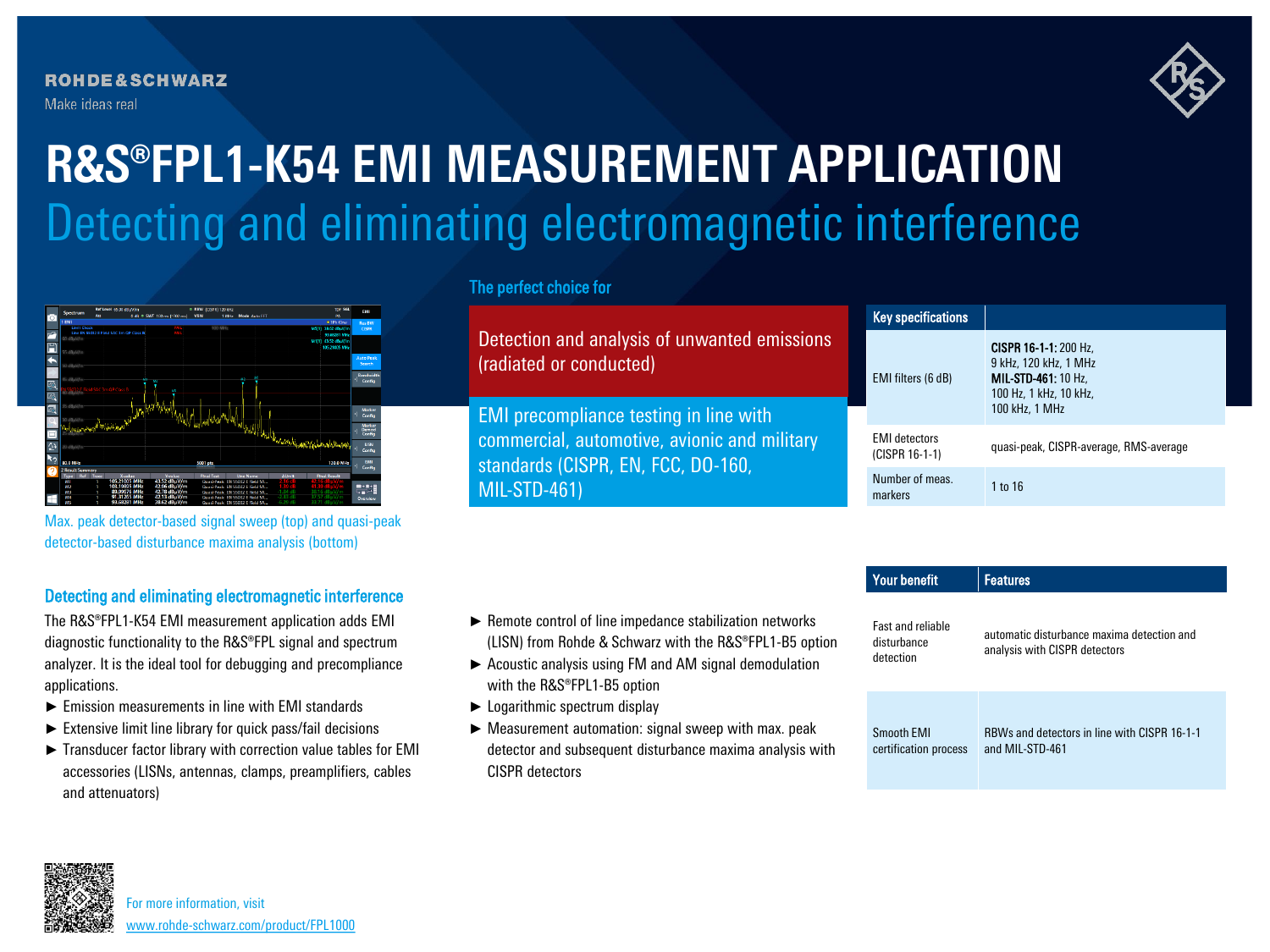ROHDE & SCHWARZ

Make ideas real

# R&S®FPL1-K54 EMI MEASUREMENT APPLICATION

## Detecting and eliminating electromagnetic interference

Max. peak detector-based signal sweep (top) and quasi-peak detector-based disturbance maxima analysis (bottom)

### The perfect choice for

Detection and analysis of unwanted emissions (radiated or conducted)

EMI precompliance testing in line with commercial, automotive, avionic and military standards (CISPR, EN, FCC, DO-160, MIL-STD-461)

| Key specifications | |
|---|---|
| EMI filters (6 dB) | **CISPR 16-1-1:** 200 Hz, 9 kHz, 120 kHz, 1 MHz **MIL-STD-461:** 10 Hz, 100 Hz, 1 kHz, 10 kHz, 100 kHz, 1 MHz |
| EMI detectors (CISPR 16-1-1) | quasi-peak, CISPR-average, RMS-average |
| Number of meas. markers | 1 to 16 |

### Detecting and eliminating electromagnetic interference

The R&S®FPL1-K54 EMI measurement application adds EMI diagnostic functionality to the R&S®FPL signal and spectrum analyzer. It is the ideal tool for debugging and precompliance applications.

- Emission measurements in line with EMI standards
- Extensive limit line library for quick pass/fail decisions
- Transducer factor library with correction value tables for EMI accessories (LISNs, antennas, clamps, preamplifiers, cables and attenuators)
- Remote control of line impedance stabilization networks (LISN) from Rohde & Schwarz with the R&S®FPL1-B5 option
- Acoustic analysis using FM and AM signal demodulation with the R&S®FPL1-B5 option
- Logarithmic spectrum display
- Measurement automation: signal sweep with max. peak detector and subsequent disturbance maxima analysis with CISPR detectors

| Your benefit | Features |
|---|---|
| Fast and reliable disturbance detection | automatic disturbance maxima detection and analysis with CISPR detectors |
| Smooth EMI certification process | RBWs and detectors in line with CISPR 16-1-1 and MIL-STD-461 |

For more information, visit www.rohde-schwarz.com/product/FPL1000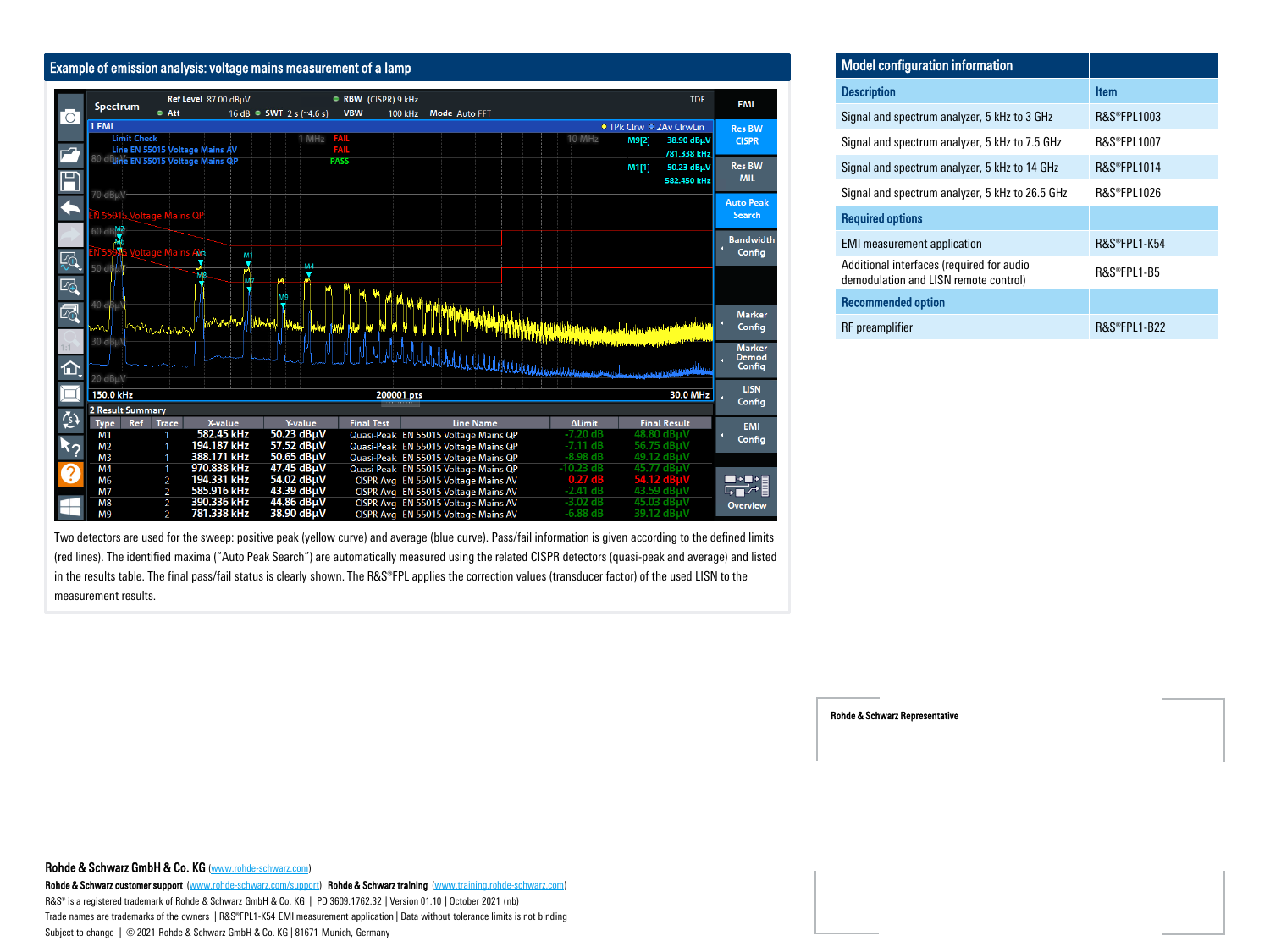## Example of emission analysis: voltage mains measurement of a lamp

Spectrum
Ref Level 87.00 dBµV
Att 16 dB
SWT 2 s (~4.6 s)
RBW (CISPR) 9 kHz
VBW 100 kHz
Mode Auto FFT
TDF

1 EMI
1Pk Clrw
2Av ClrwLin
Limit Check
Line EN 55015 Voltage Mains AV FAIL
Line EN 55015 Voltage Mains QP FAIL
PASS
1 MHz
10 MHz
M9[2] 38.90 dBµV 781.338 kHz
M1[1] 50.23 dBµV 582.450 kHz
80 dBµV
70 dBµV
60 dBµV
50 dBµV
40 dBµV
30 dBµV
20 dBµV
EN 55015 Voltage Mains QP
EN 55015 Voltage Mains AV
150.0 kHz
200001 pts
30.0 MHz

EMI
Res BW CISPR
Res BW MIL
Auto Peak Search
Bandwidth Config
Marker Config
Marker Demod Config
LISN Config
EMI Config
Overview

2 Result Summary

| Type | Ref | Trace | X-value | Y-value | Final Test | Line Name | ΔLimit | Final Result |
|---|---|---|---|---|---|---|---|---|
| M1 | | 1 | 582.45 kHz | 50.23 dBµV | Quasi-Peak | EN 55015 Voltage Mains QP | -7.20 dB | 48.80 dBµV |
| M2 | | 1 | 194.187 kHz | 57.52 dBµV | Quasi-Peak | EN 55015 Voltage Mains QP | -7.11 dB | 56.75 dBµV |
| M3 | | 1 | 388.171 kHz | 50.65 dBµV | Quasi-Peak | EN 55015 Voltage Mains QP | -8.98 dB | 49.12 dBµV |
| M4 | | 1 | 970.838 kHz | 47.45 dBµV | Quasi-Peak | EN 55015 Voltage Mains QP | -10.23 dB | 45.77 dBµV |
| M6 | | 2 | 194.331 kHz | 54.02 dBµV | CISPR Avg | EN 55015 Voltage Mains AV | 0.27 dB | 54.12 dBµV |
| M7 | | 2 | 585.916 kHz | 43.39 dBµV | CISPR Avg | EN 55015 Voltage Mains AV | -2.41 dB | 43.59 dBµV |
| M8 | | 2 | 390.336 kHz | 44.86 dBµV | CISPR Avg | EN 55015 Voltage Mains AV | -3.02 dB | 45.03 dBµV |
| M9 | | 2 | 781.338 kHz | 38.90 dBµV | CISPR Avg | EN 55015 Voltage Mains AV | -6.88 dB | 39.12 dBµV |

Two detectors are used for the sweep: positive peak (yellow curve) and average (blue curve). Pass/fail information is given according to the defined limits (red lines). The identified maxima ("Auto Peak Search") are automatically measured using the related CISPR detectors (quasi-peak and average) and listed in the results table. The final pass/fail status is clearly shown. The R&S®FPL applies the correction values (transducer factor) of the used LISN to the measurement results.

## Model configuration information

| Description | Item |
|---|---|
| Signal and spectrum analyzer, 5 kHz to 3 GHz | R&S®FPL1003 |
| Signal and spectrum analyzer, 5 kHz to 7.5 GHz | R&S®FPL1007 |
| Signal and spectrum analyzer, 5 kHz to 14 GHz | R&S®FPL1014 |
| Signal and spectrum analyzer, 5 kHz to 26.5 GHz | R&S®FPL1026 |
| **Required options** | |
| EMI measurement application | R&S®FPL1-K54 |
| Additional interfaces (required for audio demodulation and LISN remote control) | R&S®FPL1-B5 |
| **Recommended option** | |
| RF preamplifier | R&S®FPL1-B22 |

**Rohde & Schwarz Representative**

**Rohde & Schwarz GmbH & Co. KG** (www.rohde-schwarz.com)
**Rohde & Schwarz customer support** (www.rohde-schwarz.com/support) **Rohde & Schwarz training** (www.training.rohde-schwarz.com)
R&S® is a registered trademark of Rohde & Schwarz GmbH & Co. KG | PD 3609.1762.32 | Version 01.10 | October 2021 (nb)
Trade names are trademarks of the owners | R&S®FPL1-K54 EMI measurement application | Data without tolerance limits is not binding
Subject to change | © 2021 Rohde & Schwarz GmbH & Co. KG | 81671 Munich, Germany